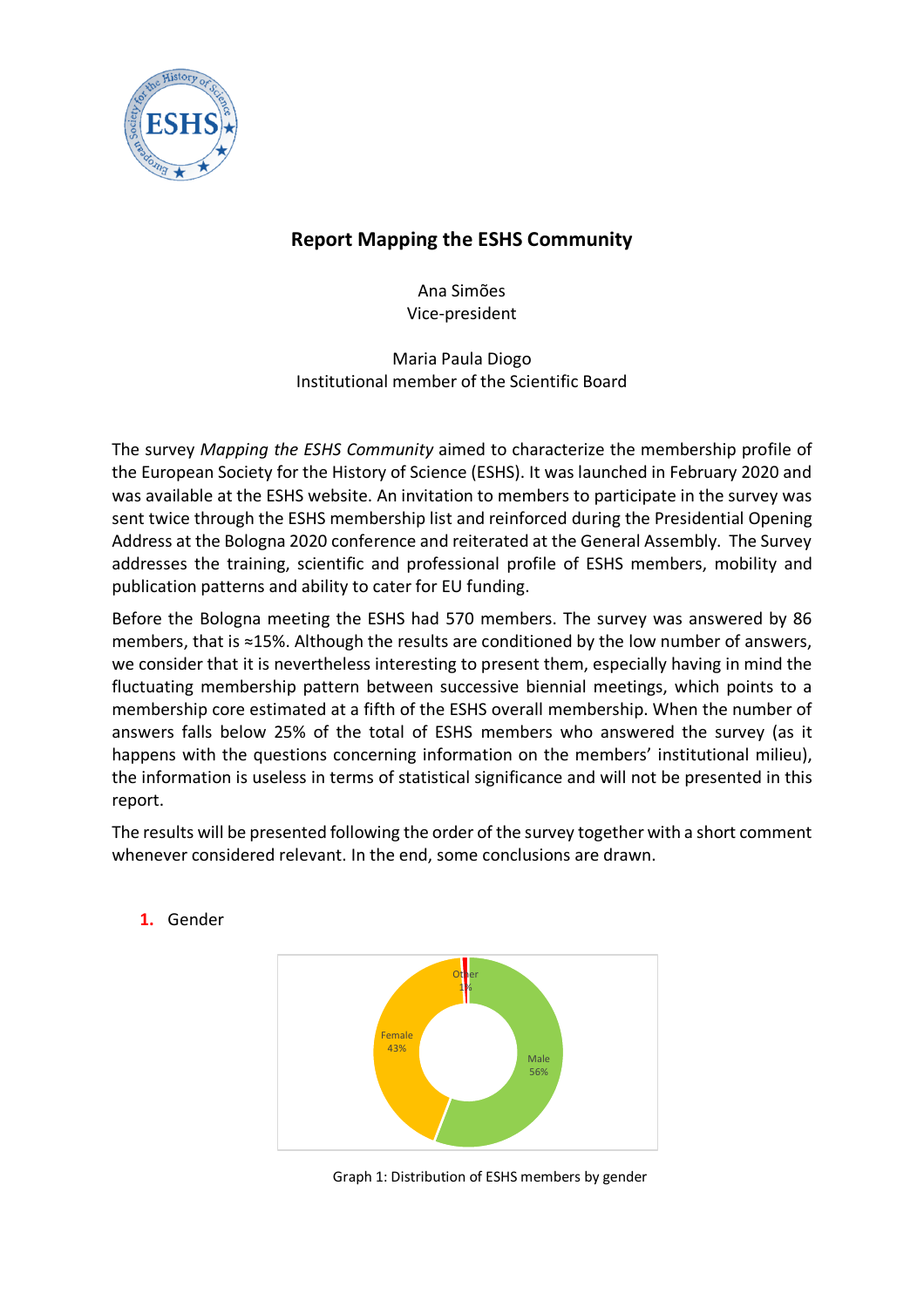# Report Mapping the ESHS Community

Ana Simões
Vice-president

Maria Paula Diogo
Institutional member of the Scientific Board

The survey *Mapping the ESHS Community* aimed to characterize the membership profile of the European Society for the History of Science (ESHS). It was launched in February 2020 and was available at the ESHS website. An invitation to members to participate in the survey was sent twice through the ESHS membership list and reinforced during the Presidential Opening Address at the Bologna 2020 conference and reiterated at the General Assembly. The Survey addresses the training, scientific and professional profile of ESHS members, mobility and publication patterns and ability to cater for EU funding.

Before the Bologna meeting the ESHS had 570 members. The survey was answered by 86 members, that is ≈15%. Although the results are conditioned by the low number of answers, we consider that it is nevertheless interesting to present them, especially having in mind the fluctuating membership pattern between successive biennial meetings, which points to a membership core estimated at a fifth of the ESHS overall membership. When the number of answers falls below 25% of the total of ESHS members who answered the survey (as it happens with the questions concerning information on the members' institutional milieu), the information is useless in terms of statistical significance and will not be presented in this report.

The results will be presented following the order of the survey together with a short comment whenever considered relevant. In the end, some conclusions are drawn.

1. Gender

Other 1%
Female 43%
Male 56%

Graph 1: Distribution of ESHS members by gender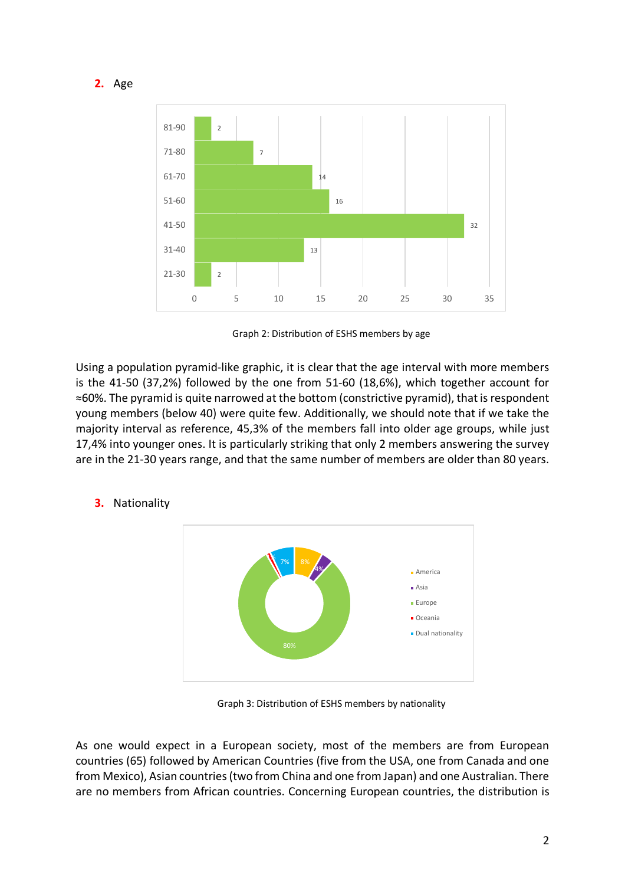## 2. Age

Graph 2: Distribution of ESHS members by age

Using a population pyramid-like graphic, it is clear that the age interval with more members is the 41-50 (37,2%) followed by the one from 51-60 (18,6%), which together account for ≈60%. The pyramid is quite narrowed at the bottom (constrictive pyramid), that is respondent young members (below 40) were quite few. Additionally, we should note that if we take the majority interval as reference, 45,3% of the members fall into older age groups, while just 17,4% into younger ones. It is particularly striking that only 2 members answering the survey are in the 21-30 years range, and that the same number of members are older than 80 years.

## 3. Nationality

Graph 3: Distribution of ESHS members by nationality

As one would expect in a European society, most of the members are from European countries (65) followed by American Countries (five from the USA, one from Canada and one from Mexico), Asian countries (two from China and one from Japan) and one Australian. There are no members from African countries. Concerning European countries, the distribution is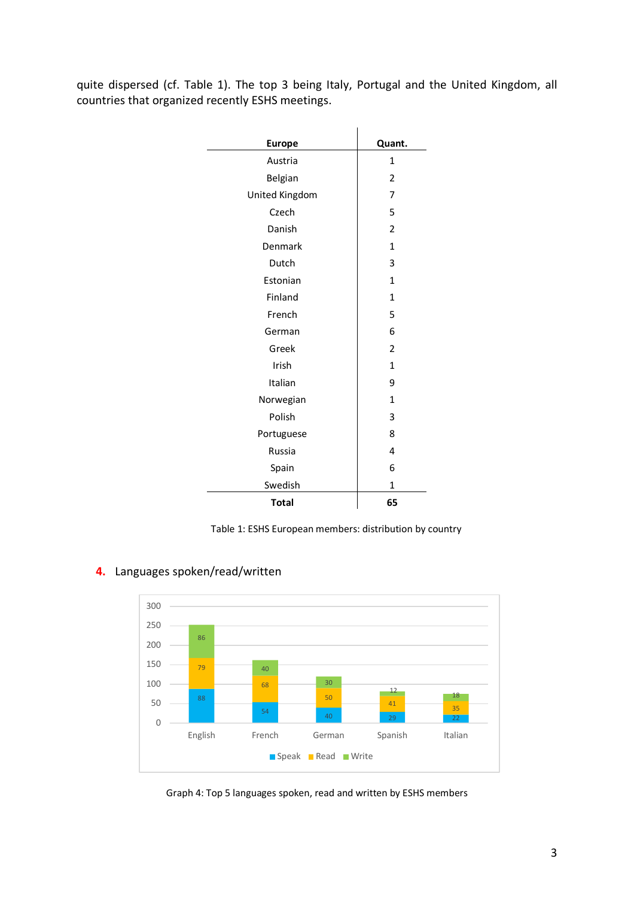quite dispersed (cf. Table 1). The top 3 being Italy, Portugal and the United Kingdom, all countries that organized recently ESHS meetings.

| Europe | Quant. |
|---|---|
| Austria | 1 |
| Belgian | 2 |
| United Kingdom | 7 |
| Czech | 5 |
| Danish | 2 |
| Denmark | 1 |
| Dutch | 3 |
| Estonian | 1 |
| Finland | 1 |
| French | 5 |
| German | 6 |
| Greek | 2 |
| Irish | 1 |
| Italian | 9 |
| Norwegian | 1 |
| Polish | 3 |
| Portuguese | 8 |
| Russia | 4 |
| Spain | 6 |
| Swedish | 1 |
| **Total** | **65** |

Table 1: ESHS European members: distribution by country

## 4. Languages spoken/read/written

| | Speak | Read | Write |
|---|---|---|---|
| English | 88 | 79 | 86 |
| French | 54 | 68 | 40 |
| German | 40 | 50 | 30 |
| Spanish | 29 | 41 | 12 |
| Italian | 22 | 35 | 18 |

Graph 4: Top 5 languages spoken, read and written by ESHS members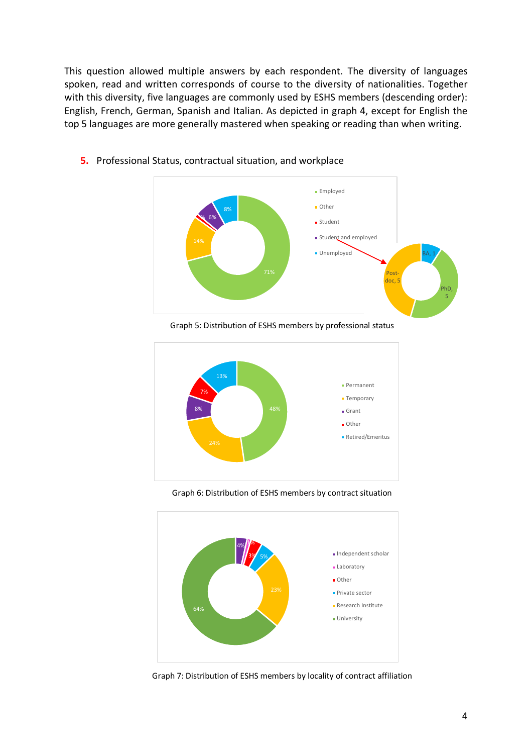This question allowed multiple answers by each respondent. The diversity of languages spoken, read and written corresponds of course to the diversity of nationalities. Together with this diversity, five languages are commonly used by ESHS members (descending order): English, French, German, Spanish and Italian. As depicted in graph 4, except for English the top 5 languages are more generally mastered when speaking or reading than when writing.

## 5. Professional Status, contractual situation, and workplace

Graph 5: Distribution of ESHS members by professional status

Graph 6: Distribution of ESHS members by contract situation

Graph 7: Distribution of ESHS members by locality of contract affiliation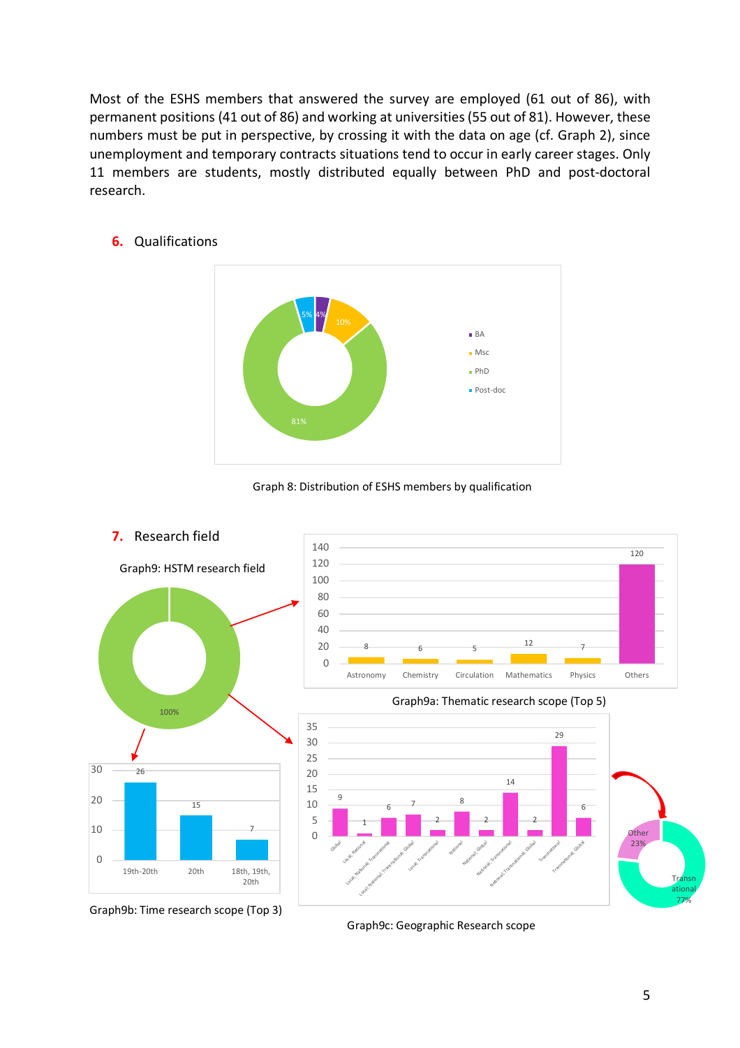Most of the ESHS members that answered the survey are employed (61 out of 86), with permanent positions (41 out of 86) and working at universities (55 out of 81). However, these numbers must be put in perspective, by crossing it with the data on age (cf. Graph 2), since unemployment and temporary contracts situations tend to occur in early career stages. Only 11 members are students, mostly distributed equally between PhD and post-doctoral research.

## 6. Qualifications

Graph 8: Distribution of ESHS members by qualification

## 7. Research field

Graph9: HSTM research field

Graph9a: Thematic research scope (Top 5)

Graph9b: Time research scope (Top 3)

Graph9c: Geographic Research scope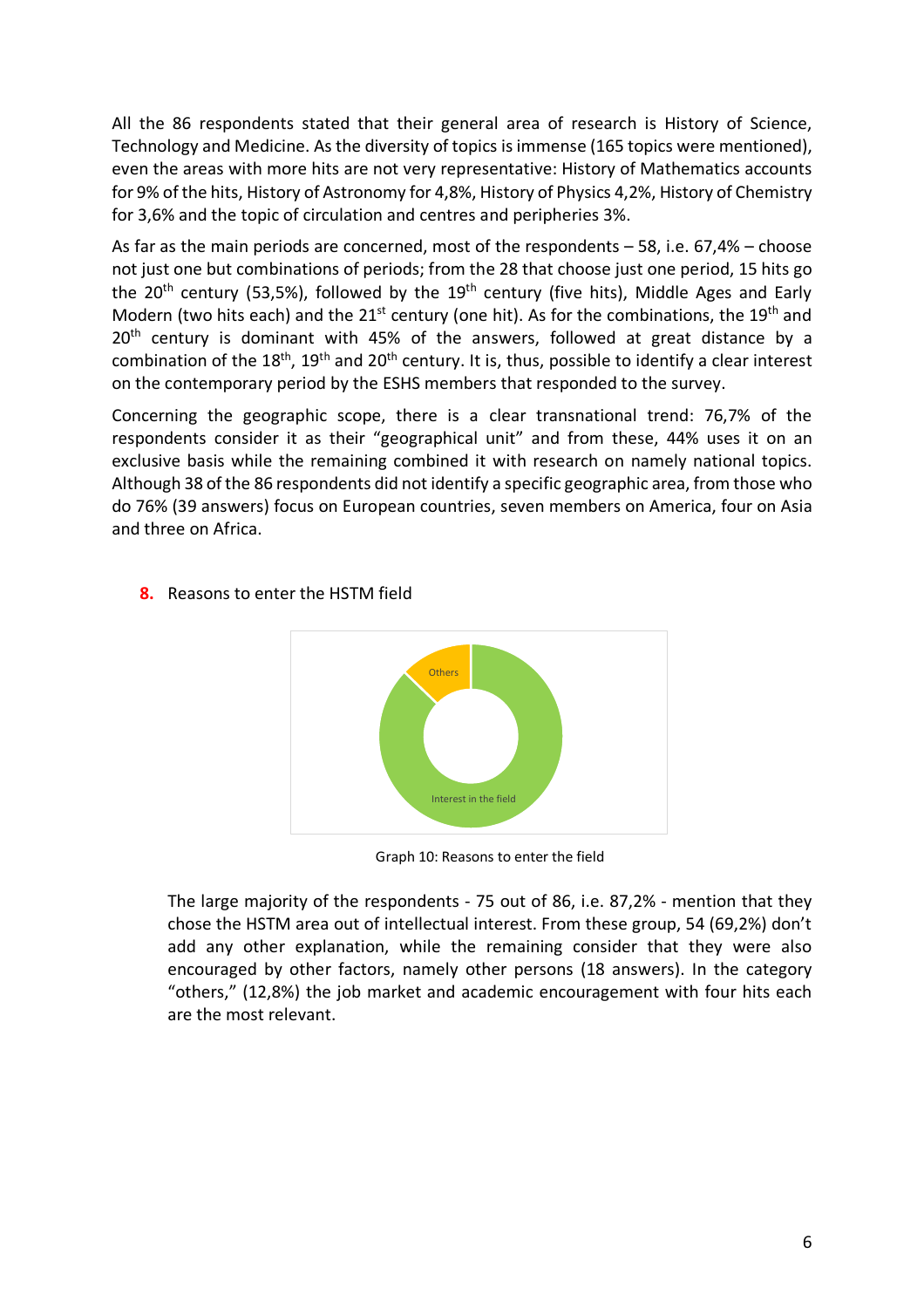All the 86 respondents stated that their general area of research is History of Science, Technology and Medicine. As the diversity of topics is immense (165 topics were mentioned), even the areas with more hits are not very representative: History of Mathematics accounts for 9% of the hits, History of Astronomy for 4,8%, History of Physics 4,2%, History of Chemistry for 3,6% and the topic of circulation and centres and peripheries 3%.

As far as the main periods are concerned, most of the respondents – 58, i.e. 67,4% – choose not just one but combinations of periods; from the 28 that choose just one period, 15 hits go the 20th century (53,5%), followed by the 19th century (five hits), Middle Ages and Early Modern (two hits each) and the 21st century (one hit). As for the combinations, the 19th and 20th century is dominant with 45% of the answers, followed at great distance by a combination of the 18th, 19th and 20th century. It is, thus, possible to identify a clear interest on the contemporary period by the ESHS members that responded to the survey.

Concerning the geographic scope, there is a clear transnational trend: 76,7% of the respondents consider it as their "geographical unit" and from these, 44% uses it on an exclusive basis while the remaining combined it with research on namely national topics. Although 38 of the 86 respondents did not identify a specific geographic area, from those who do 76% (39 answers) focus on European countries, seven members on America, four on Asia and three on Africa.

## 8. Reasons to enter the HSTM field

Others

Interest in the field

Graph 10: Reasons to enter the field

The large majority of the respondents - 75 out of 86, i.e. 87,2% - mention that they chose the HSTM area out of intellectual interest. From these group, 54 (69,2%) don't add any other explanation, while the remaining consider that they were also encouraged by other factors, namely other persons (18 answers). In the category "others," (12,8%) the job market and academic encouragement with four hits each are the most relevant.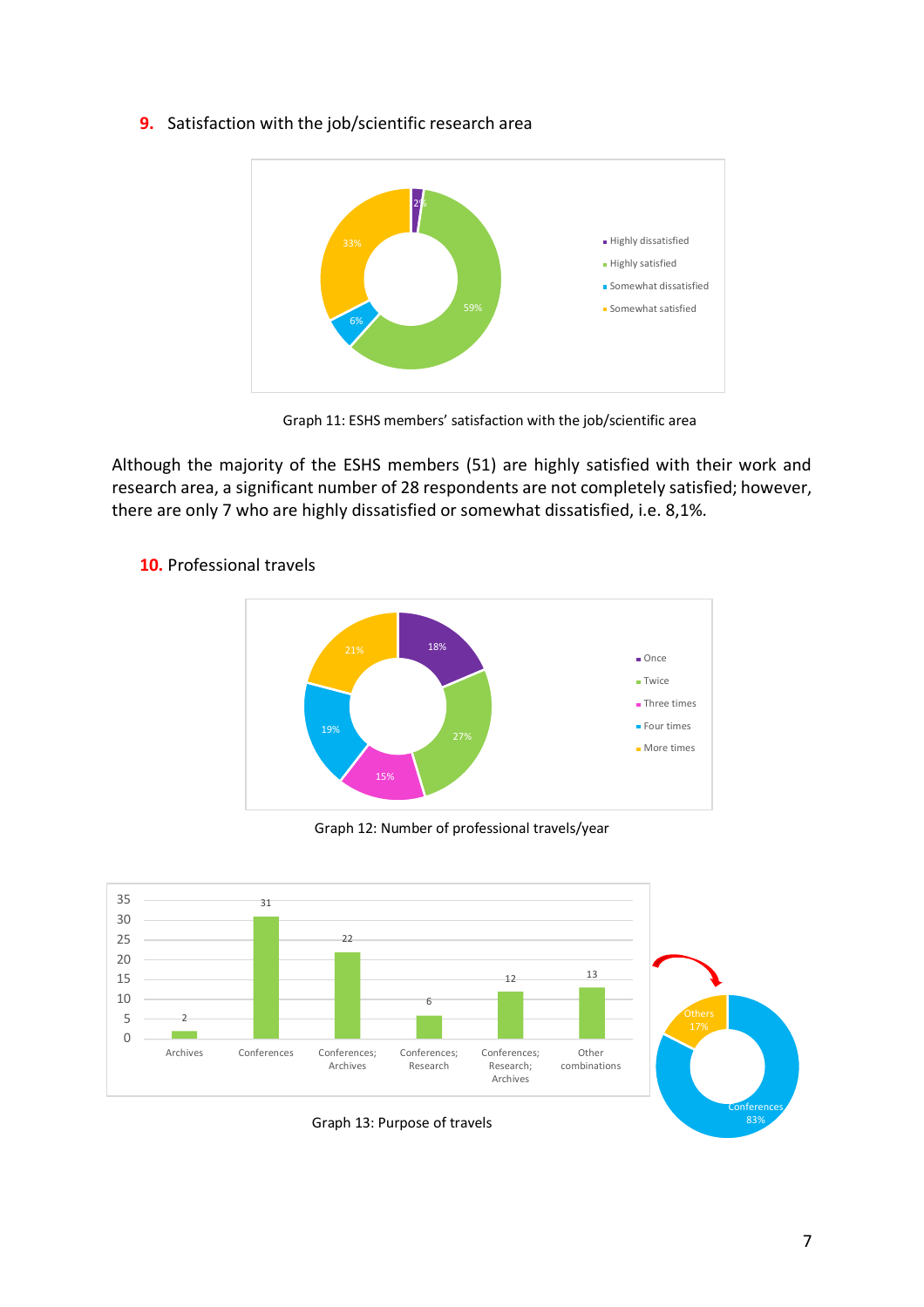**9.** Satisfaction with the job/scientific research area

Graph 11: ESHS members' satisfaction with the job/scientific area

Although the majority of the ESHS members (51) are highly satisfied with their work and research area, a significant number of 28 respondents are not completely satisfied; however, there are only 7 who are highly dissatisfied or somewhat dissatisfied, i.e. 8,1%.

**10.** Professional travels

Graph 12: Number of professional travels/year

Graph 13: Purpose of travels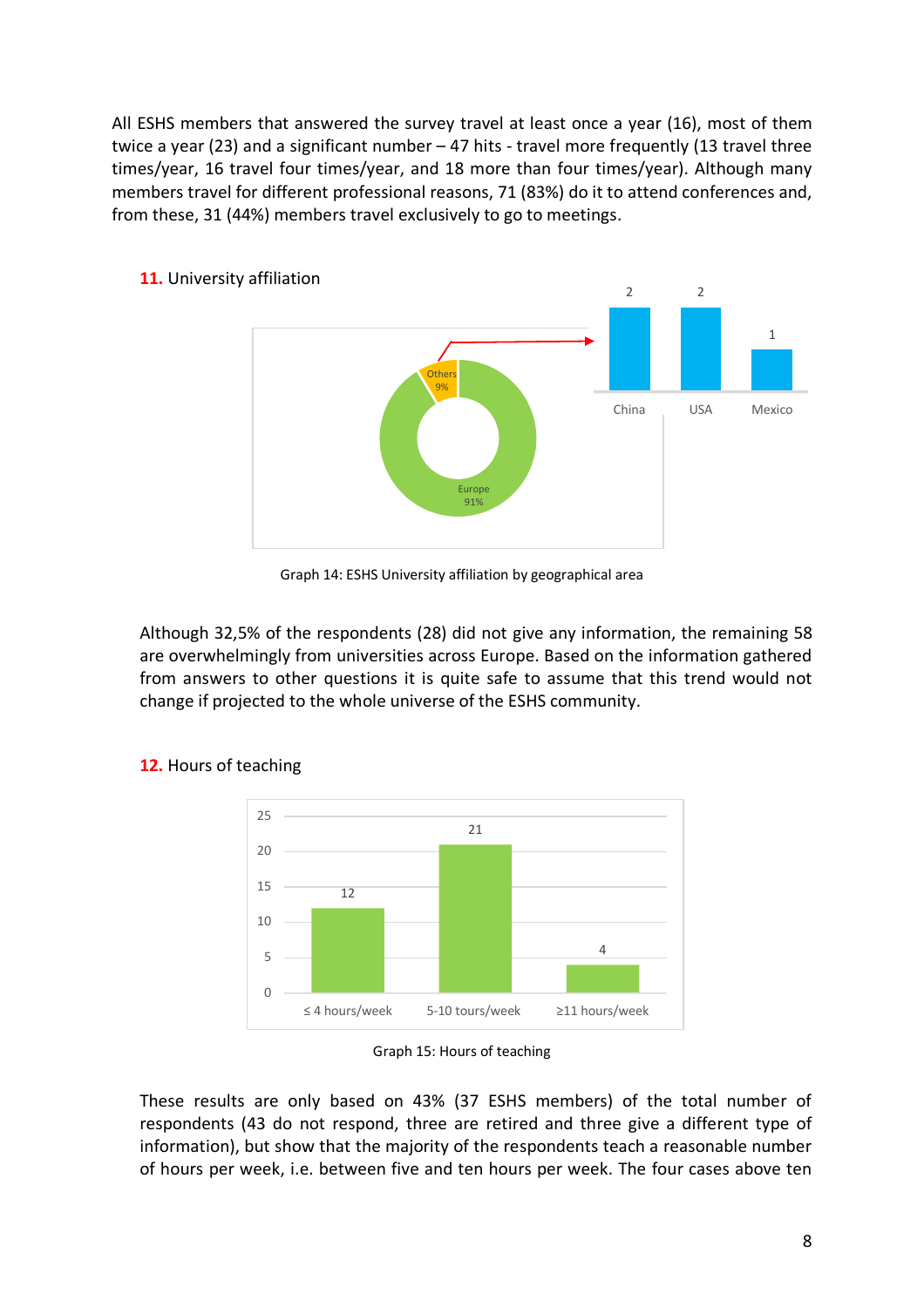All ESHS members that answered the survey travel at least once a year (16), most of them twice a year (23) and a significant number – 47 hits - travel more frequently (13 travel three times/year, 16 travel four times/year, and 18 more than four times/year). Although many members travel for different professional reasons, 71 (83%) do it to attend conferences and, from these, 31 (44%) members travel exclusively to go to meetings.

## **11.** University affiliation

Graph 14: ESHS University affiliation by geographical area

Although 32,5% of the respondents (28) did not give any information, the remaining 58 are overwhelmingly from universities across Europe. Based on the information gathered from answers to other questions it is quite safe to assume that this trend would not change if projected to the whole universe of the ESHS community.

## **12.** Hours of teaching

Graph 15: Hours of teaching

These results are only based on 43% (37 ESHS members) of the total number of respondents (43 do not respond, three are retired and three give a different type of information), but show that the majority of the respondents teach a reasonable number of hours per week, i.e. between five and ten hours per week. The four cases above ten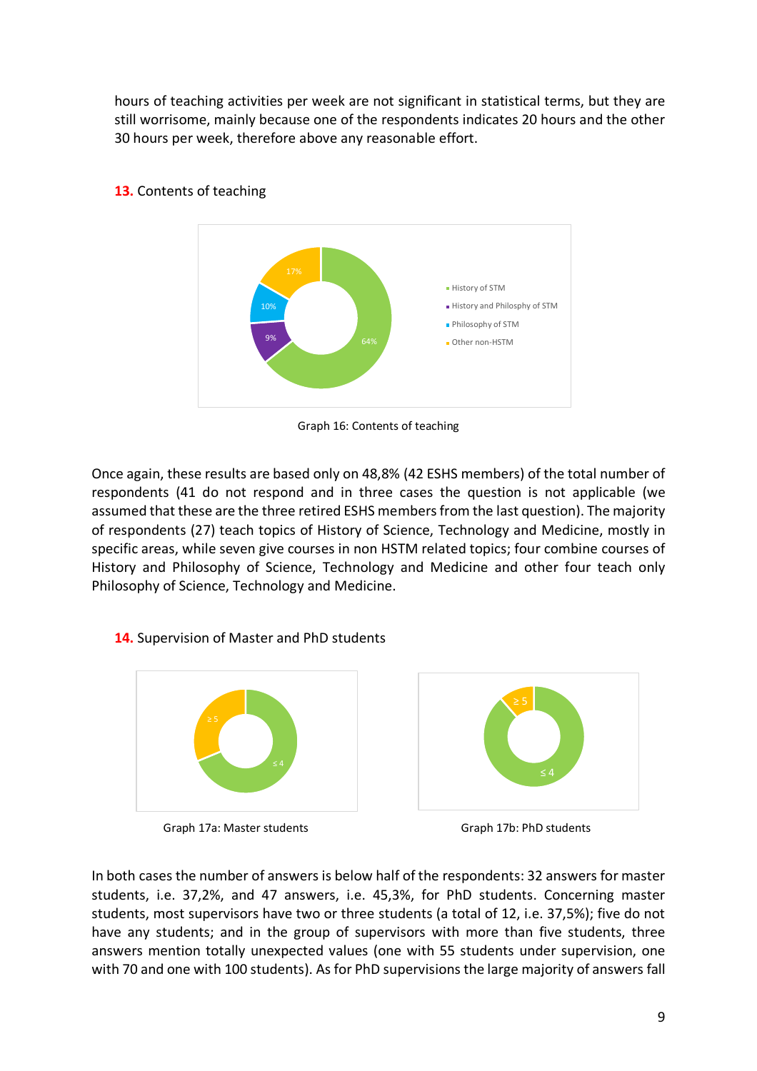hours of teaching activities per week are not significant in statistical terms, but they are still worrisome, mainly because one of the respondents indicates 20 hours and the other 30 hours per week, therefore above any reasonable effort.

### **13.** Contents of teaching

Graph 16: Contents of teaching

Once again, these results are based only on 48,8% (42 ESHS members) of the total number of respondents (41 do not respond and in three cases the question is not applicable (we assumed that these are the three retired ESHS members from the last question). The majority of respondents (27) teach topics of History of Science, Technology and Medicine, mostly in specific areas, while seven give courses in non HSTM related topics; four combine courses of History and Philosophy of Science, Technology and Medicine and other four teach only Philosophy of Science, Technology and Medicine.

### **14.** Supervision of Master and PhD students

Graph 17a: Master students

Graph 17b: PhD students

In both cases the number of answers is below half of the respondents: 32 answers for master students, i.e. 37,2%, and 47 answers, i.e. 45,3%, for PhD students. Concerning master students, most supervisors have two or three students (a total of 12, i.e. 37,5%); five do not have any students; and in the group of supervisors with more than five students, three answers mention totally unexpected values (one with 55 students under supervision, one with 70 and one with 100 students). As for PhD supervisions the large majority of answers fall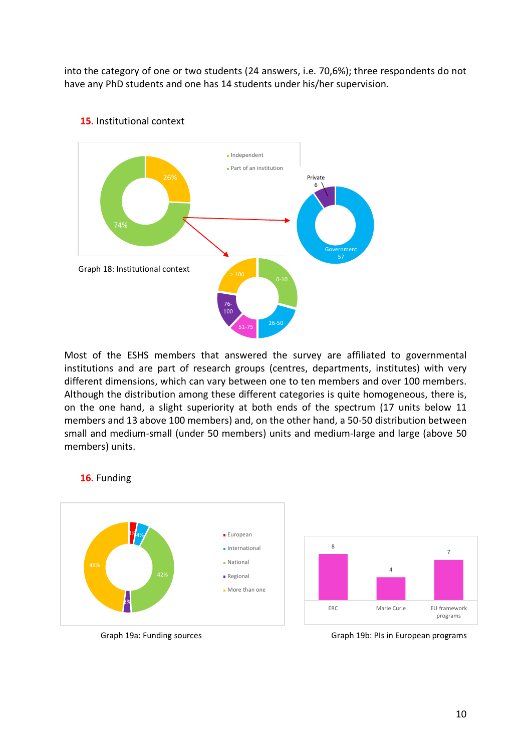into the category of one or two students (24 answers, i.e. 70,6%); three respondents do not have any PhD students and one has 14 students under his/her supervision.

## **15.** Institutional context

Graph 18: Institutional context

Most of the ESHS members that answered the survey are affiliated to governmental institutions and are part of research groups (centres, departments, institutes) with very different dimensions, which can vary between one to ten members and over 100 members. Although the distribution among these different categories is quite homogeneous, there is, on the one hand, a slight superiority at both ends of the spectrum (17 units below 11 members and 13 above 100 members) and, on the other hand, a 50-50 distribution between small and medium-small (under 50 members) units and medium-large and large (above 50 members) units.

## **16.** Funding

Graph 19a: Funding sources

Graph 19b: PIs in European programs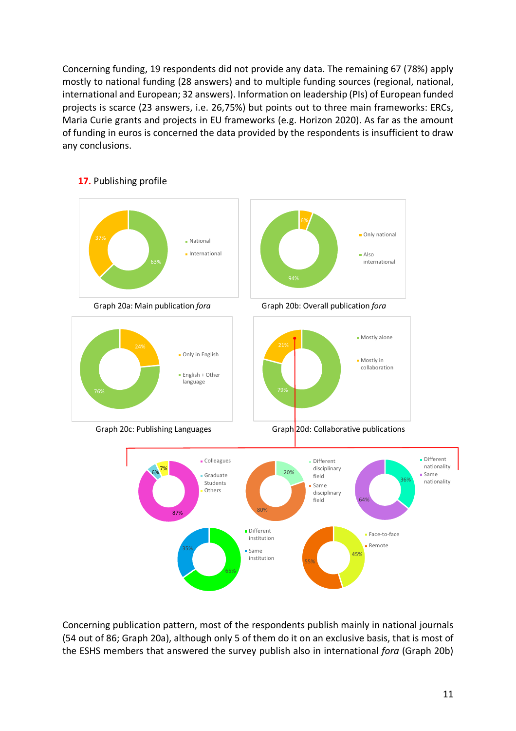Concerning funding, 19 respondents did not provide any data. The remaining 67 (78%) apply mostly to national funding (28 answers) and to multiple funding sources (regional, national, international and European; 32 answers). Information on leadership (PIs) of European funded projects is scarce (23 answers, i.e. 26,75%) but points out to three main frameworks: ERCs, Maria Curie grants and projects in EU frameworks (e.g. Horizon 2020). As far as the amount of funding in euros is concerned the data provided by the respondents is insufficient to draw any conclusions.

## **17.** Publishing profile

Graph 20a: Main publication *fora*

Graph 20b: Overall publication *fora*

Graph 20c: Publishing Languages

Graph 20d: Collaborative publications

Concerning publication pattern, most of the respondents publish mainly in national journals (54 out of 86; Graph 20a), although only 5 of them do it on an exclusive basis, that is most of the ESHS members that answered the survey publish also in international *fora* (Graph 20b)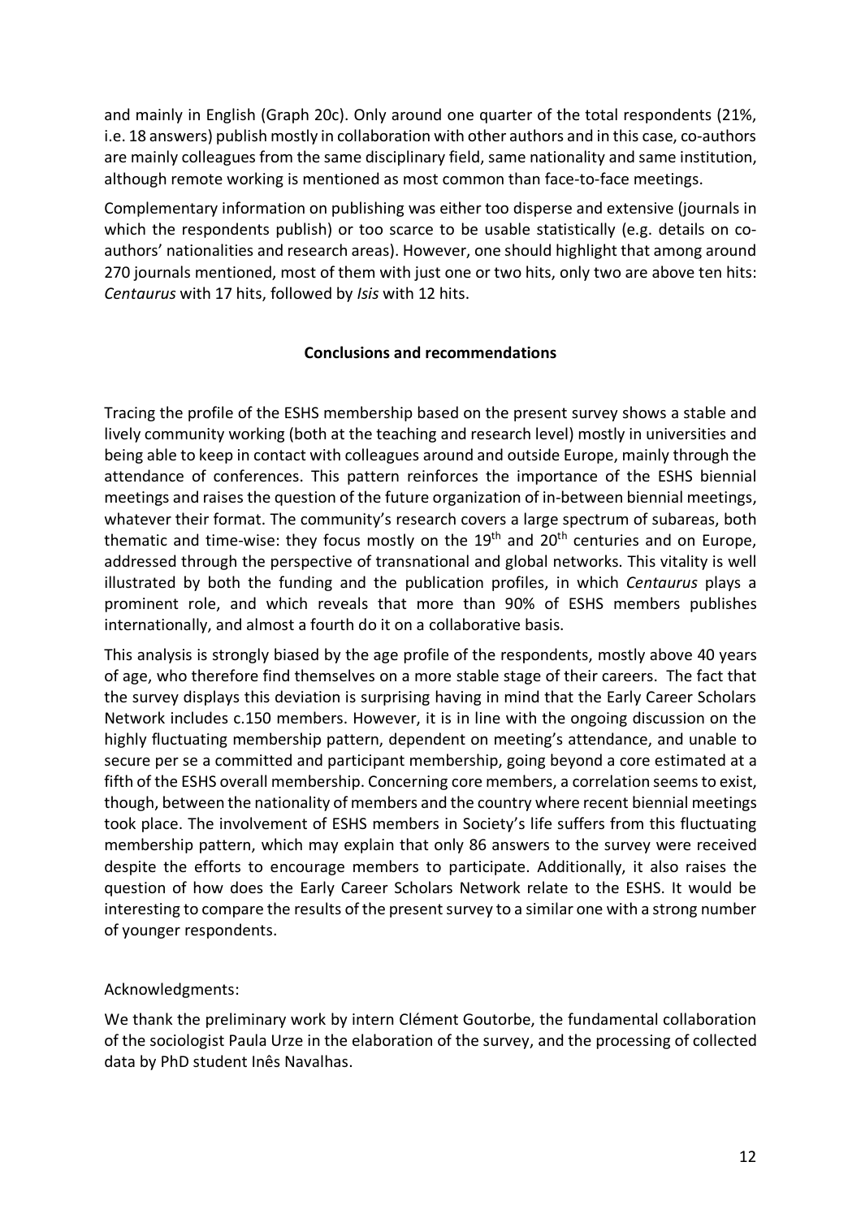and mainly in English (Graph 20c). Only around one quarter of the total respondents (21%, i.e. 18 answers) publish mostly in collaboration with other authors and in this case, co-authors are mainly colleagues from the same disciplinary field, same nationality and same institution, although remote working is mentioned as most common than face-to-face meetings.

Complementary information on publishing was either too disperse and extensive (journals in which the respondents publish) or too scarce to be usable statistically (e.g. details on co-authors' nationalities and research areas). However, one should highlight that among around 270 journals mentioned, most of them with just one or two hits, only two are above ten hits: *Centaurus* with 17 hits, followed by *Isis* with 12 hits.

## Conclusions and recommendations

Tracing the profile of the ESHS membership based on the present survey shows a stable and lively community working (both at the teaching and research level) mostly in universities and being able to keep in contact with colleagues around and outside Europe, mainly through the attendance of conferences. This pattern reinforces the importance of the ESHS biennial meetings and raises the question of the future organization of in-between biennial meetings, whatever their format. The community's research covers a large spectrum of subareas, both thematic and time-wise: they focus mostly on the 19th and 20th centuries and on Europe, addressed through the perspective of transnational and global networks. This vitality is well illustrated by both the funding and the publication profiles, in which *Centaurus* plays a prominent role, and which reveals that more than 90% of ESHS members publishes internationally, and almost a fourth do it on a collaborative basis.

This analysis is strongly biased by the age profile of the respondents, mostly above 40 years of age, who therefore find themselves on a more stable stage of their careers. The fact that the survey displays this deviation is surprising having in mind that the Early Career Scholars Network includes c.150 members. However, it is in line with the ongoing discussion on the highly fluctuating membership pattern, dependent on meeting's attendance, and unable to secure per se a committed and participant membership, going beyond a core estimated at a fifth of the ESHS overall membership. Concerning core members, a correlation seems to exist, though, between the nationality of members and the country where recent biennial meetings took place. The involvement of ESHS members in Society's life suffers from this fluctuating membership pattern, which may explain that only 86 answers to the survey were received despite the efforts to encourage members to participate. Additionally, it also raises the question of how does the Early Career Scholars Network relate to the ESHS. It would be interesting to compare the results of the present survey to a similar one with a strong number of younger respondents.

Acknowledgments:

We thank the preliminary work by intern Clément Goutorbe, the fundamental collaboration of the sociologist Paula Urze in the elaboration of the survey, and the processing of collected data by PhD student Inês Navalhas.